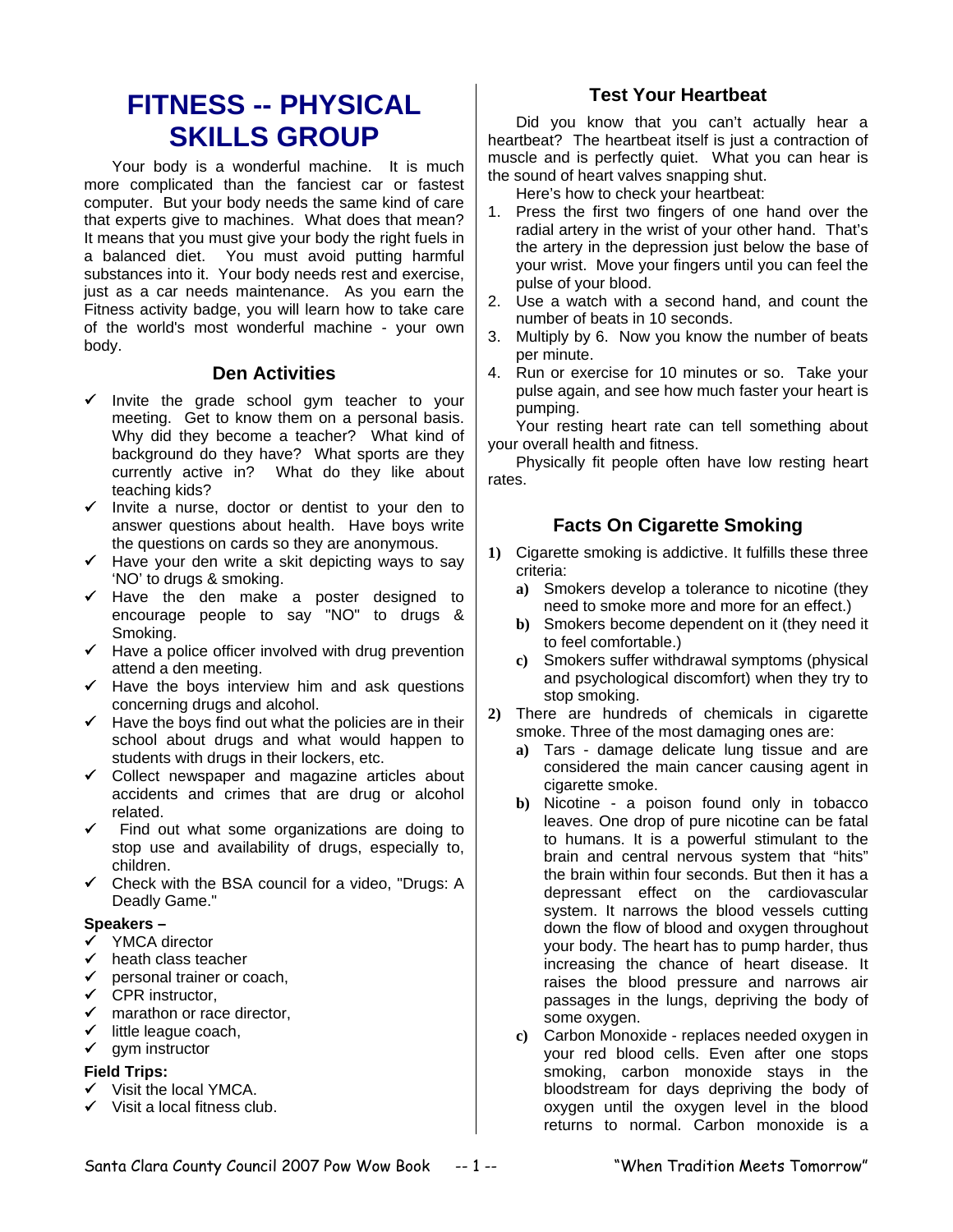# FITNESS -- PHYSICAL SKILLS GROUP

Your body is a wonderful machine. It is much more complicated than the fanciest car or fastest computer. But your body needs the same kind of care that experts give to machines. What does that mean? It means that you must give your body the right fuels in a balanced diet. You must avoid putting harmful substances into it. Your body needs rest and exercise, just as a car needs maintenance. As you earn the Fitness activity badge, you will learn how to take care of the world's most wonderful machine - your own body.

## Den Activities

- ✓ Invite the grade school gym teacher to your meeting. Get to know them on a personal basis. Why did they become a teacher? What kind of background do they have? What sports are they currently active in? What do they like about teaching kids?
- ✓ Invite a nurse, doctor or dentist to your den to answer questions about health. Have boys write the questions on cards so they are anonymous.
- ✓ Have your den write a skit depicting ways to say 'NO' to drugs & smoking.
- ✓ Have the den make a poster designed to encourage people to say "NO" to drugs & Smoking.
- ✓ Have a police officer involved with drug prevention attend a den meeting.
- ✓ Have the boys interview him and ask questions concerning drugs and alcohol.
- ✓ Have the boys find out what the policies are in their school about drugs and what would happen to students with drugs in their lockers, etc.
- ✓ Collect newspaper and magazine articles about accidents and crimes that are drug or alcohol related.
- ✓ Find out what some organizations are doing to stop use and availability of drugs, especially to, children.
- ✓ Check with the BSA council for a video, "Drugs: A Deadly Game."

**Speakers –**

- ✓ YMCA director
- ✓ heath class teacher
- ✓ personal trainer or coach,
- ✓ CPR instructor,
- ✓ marathon or race director,
- ✓ little league coach,
- ✓ gym instructor

**Field Trips:**

- ✓ Visit the local YMCA.
- ✓ Visit a local fitness club.

## Test Your Heartbeat

Did you know that you can't actually hear a heartbeat? The heartbeat itself is just a contraction of muscle and is perfectly quiet. What you can hear is the sound of heart valves snapping shut.

Here's how to check your heartbeat:

1. Press the first two fingers of one hand over the radial artery in the wrist of your other hand. That's the artery in the depression just below the base of your wrist. Move your fingers until you can feel the pulse of your blood.
2. Use a watch with a second hand, and count the number of beats in 10 seconds.
3. Multiply by 6. Now you know the number of beats per minute.
4. Run or exercise for 10 minutes or so. Take your pulse again, and see how much faster your heart is pumping.

Your resting heart rate can tell something about your overall health and fitness.

Physically fit people often have low resting heart rates.

## Facts On Cigarette Smoking

1) Cigarette smoking is addictive. It fulfills these three criteria:
   a) Smokers develop a tolerance to nicotine (they need to smoke more and more for an effect.)
   b) Smokers become dependent on it (they need it to feel comfortable.)
   c) Smokers suffer withdrawal symptoms (physical and psychological discomfort) when they try to stop smoking.
2) There are hundreds of chemicals in cigarette smoke. Three of the most damaging ones are:
   a) Tars - damage delicate lung tissue and are considered the main cancer causing agent in cigarette smoke.
   b) Nicotine - a poison found only in tobacco leaves. One drop of pure nicotine can be fatal to humans. It is a powerful stimulant to the brain and central nervous system that "hits" the brain within four seconds. But then it has a depressant effect on the cardiovascular system. It narrows the blood vessels cutting down the flow of blood and oxygen throughout your body. The heart has to pump harder, thus increasing the chance of heart disease. It raises the blood pressure and narrows air passages in the lungs, depriving the body of some oxygen.
   c) Carbon Monoxide - replaces needed oxygen in your red blood cells. Even after one stops smoking, carbon monoxide stays in the bloodstream for days depriving the body of oxygen until the oxygen level in the blood returns to normal. Carbon monoxide is a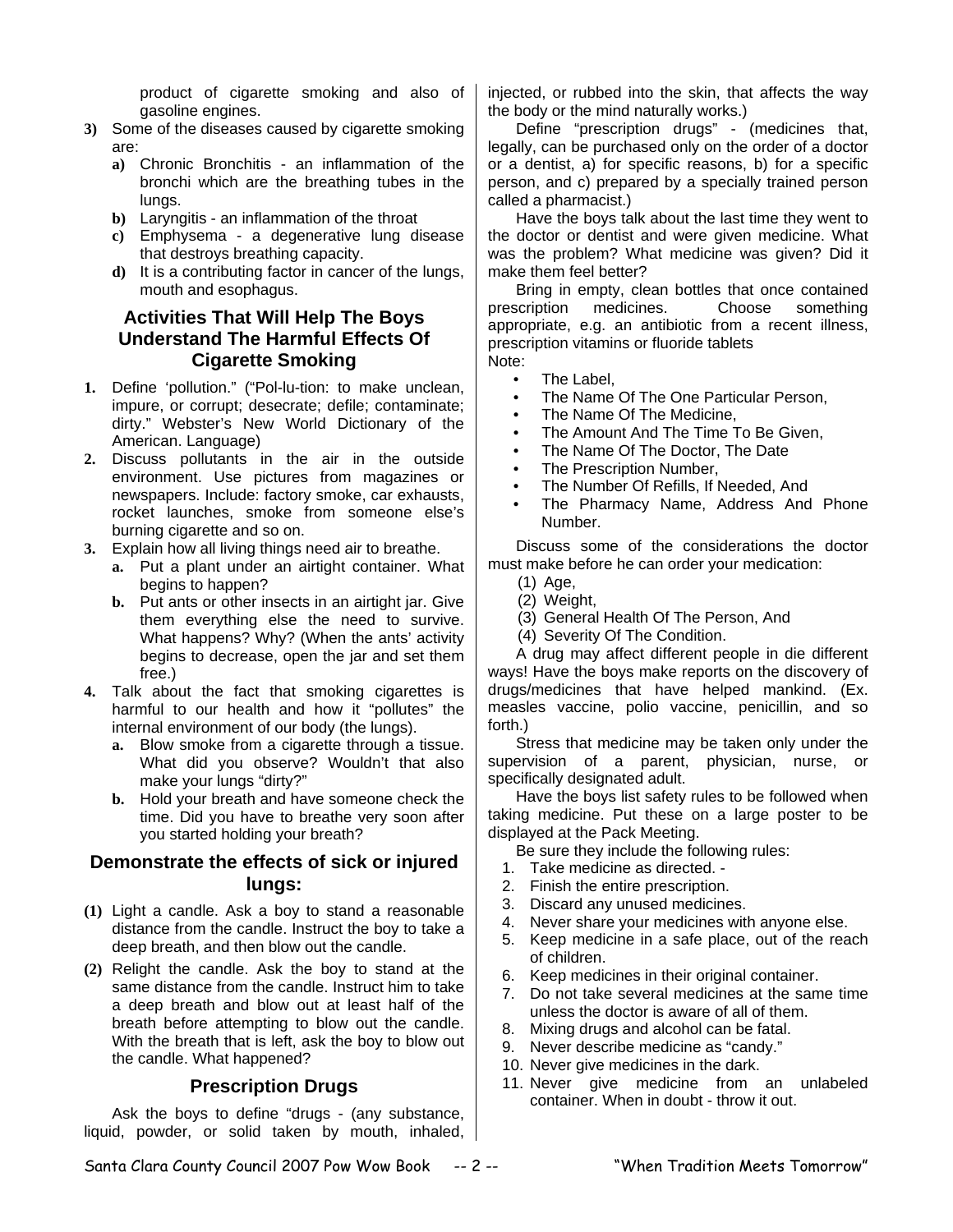product of cigarette smoking and also of gasoline engines.

3) Some of the diseases caused by cigarette smoking are:
   a) Chronic Bronchitis - an inflammation of the bronchi which are the breathing tubes in the lungs.
   b) Laryngitis - an inflammation of the throat
   c) Emphysema - a degenerative lung disease that destroys breathing capacity.
   d) It is a contributing factor in cancer of the lungs, mouth and esophagus.

## Activities That Will Help The Boys Understand The Harmful Effects Of Cigarette Smoking

1. Define 'pollution." ("Pol-lu-tion: to make unclean, impure, or corrupt; desecrate; defile; contaminate; dirty." Webster's New World Dictionary of the American. Language)
2. Discuss pollutants in the air in the outside environment. Use pictures from magazines or newspapers. Include: factory smoke, car exhausts, rocket launches, smoke from someone else's burning cigarette and so on.
3. Explain how all living things need air to breathe.
   a. Put a plant under an airtight container. What begins to happen?
   b. Put ants or other insects in an airtight jar. Give them everything else the need to survive. What happens? Why? (When the ants' activity begins to decrease, open the jar and set them free.)
4. Talk about the fact that smoking cigarettes is harmful to our health and how it "pollutes" the internal environment of our body (the lungs).
   a. Blow smoke from a cigarette through a tissue. What did you observe? Wouldn't that also make your lungs "dirty?"
   b. Hold your breath and have someone check the time. Did you have to breathe very soon after you started holding your breath?

## Demonstrate the effects of sick or injured lungs:

(1) Light a candle. Ask a boy to stand a reasonable distance from the candle. Instruct the boy to take a deep breath, and then blow out the candle.

(2) Relight the candle. Ask the boy to stand at the same distance from the candle. Instruct him to take a deep breath and blow out at least half of the breath before attempting to blow out the candle. With the breath that is left, ask the boy to blow out the candle. What happened?

## Prescription Drugs

Ask the boys to define "drugs - (any substance, liquid, powder, or solid taken by mouth, inhaled, injected, or rubbed into the skin, that affects the way the body or the mind naturally works.)

Define "prescription drugs" - (medicines that, legally, can be purchased only on the order of a doctor or a dentist, a) for specific reasons, b) for a specific person, and c) prepared by a specially trained person called a pharmacist.)

Have the boys talk about the last time they went to the doctor or dentist and were given medicine. What was the problem? What medicine was given? Did it make them feel better?

Bring in empty, clean bottles that once contained prescription medicines. Choose something appropriate, e.g. an antibiotic from a recent illness, prescription vitamins or fluoride tablets

Note:

- The Label,
- The Name Of The One Particular Person,
- The Name Of The Medicine,
- The Amount And The Time To Be Given,
- The Name Of The Doctor, The Date
- The Prescription Number,
- The Number Of Refills, If Needed, And
- The Pharmacy Name, Address And Phone Number.

Discuss some of the considerations the doctor must make before he can order your medication:

(1) Age,
(2) Weight,
(3) General Health Of The Person, And
(4) Severity Of The Condition.

A drug may affect different people in die different ways! Have the boys make reports on the discovery of drugs/medicines that have helped mankind. (Ex. measles vaccine, polio vaccine, penicillin, and so forth.)

Stress that medicine may be taken only under the supervision of a parent, physician, nurse, or specifically designated adult.

Have the boys list safety rules to be followed when taking medicine. Put these on a large poster to be displayed at the Pack Meeting.

Be sure they include the following rules:

1. Take medicine as directed. -
2. Finish the entire prescription.
3. Discard any unused medicines.
4. Never share your medicines with anyone else.
5. Keep medicine in a safe place, out of the reach of children.
6. Keep medicines in their original container.
7. Do not take several medicines at the same time unless the doctor is aware of all of them.
8. Mixing drugs and alcohol can be fatal.
9. Never describe medicine as "candy."
10. Never give medicines in the dark.
11. Never give medicine from an unlabeled container. When in doubt - throw it out.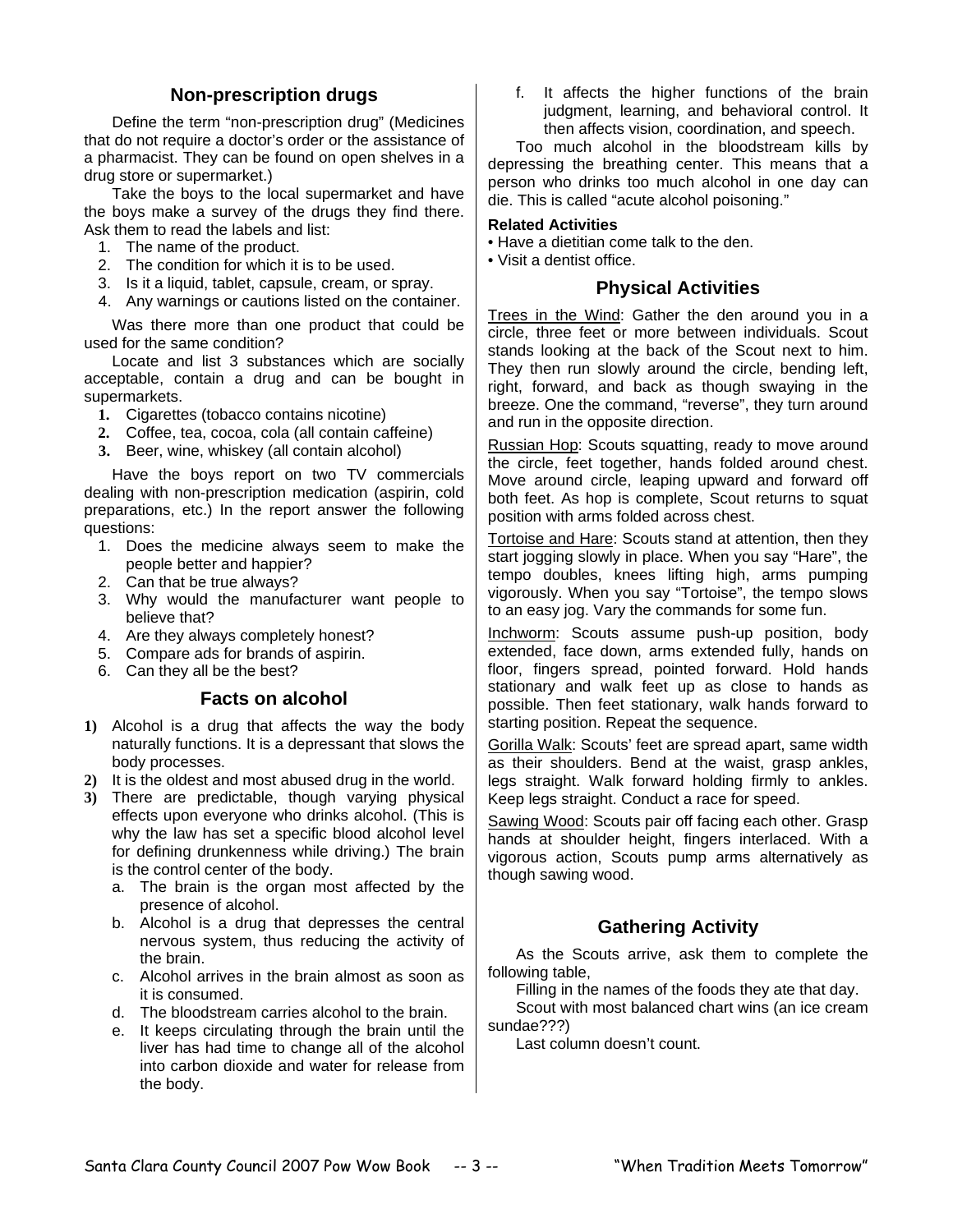## Non-prescription drugs

Define the term "non-prescription drug" (Medicines that do not require a doctor's order or the assistance of a pharmacist. They can be found on open shelves in a drug store or supermarket.)

Take the boys to the local supermarket and have the boys make a survey of the drugs they find there. Ask them to read the labels and list:

1. The name of the product.
2. The condition for which it is to be used.
3. Is it a liquid, tablet, capsule, cream, or spray.
4. Any warnings or cautions listed on the container.

Was there more than one product that could be used for the same condition?

Locate and list 3 substances which are socially acceptable, contain a drug and can be bought in supermarkets.

1. Cigarettes (tobacco contains nicotine)
2. Coffee, tea, cocoa, cola (all contain caffeine)
3. Beer, wine, whiskey (all contain alcohol)

Have the boys report on two TV commercials dealing with non-prescription medication (aspirin, cold preparations, etc.) In the report answer the following questions:

1. Does the medicine always seem to make the people better and happier?
2. Can that be true always?
3. Why would the manufacturer want people to believe that?
4. Are they always completely honest?
5. Compare ads for brands of aspirin.
6. Can they all be the best?

## Facts on alcohol

1) Alcohol is a drug that affects the way the body naturally functions. It is a depressant that slows the body processes.
2) It is the oldest and most abused drug in the world.
3) There are predictable, though varying physical effects upon everyone who drinks alcohol. (This is why the law has set a specific blood alcohol level for defining drunkenness while driving.) The brain is the control center of the body.
   a. The brain is the organ most affected by the presence of alcohol.
   b. Alcohol is a drug that depresses the central nervous system, thus reducing the activity of the brain.
   c. Alcohol arrives in the brain almost as soon as it is consumed.
   d. The bloodstream carries alcohol to the brain.
   e. It keeps circulating through the brain until the liver has had time to change all of the alcohol into carbon dioxide and water for release from the body.
   f. It affects the higher functions of the brain judgment, learning, and behavioral control. It then affects vision, coordination, and speech.

Too much alcohol in the bloodstream kills by depressing the breathing center. This means that a person who drinks too much alcohol in one day can die. This is called "acute alcohol poisoning."

**Related Activities**

- Have a dietitian come talk to the den.
- Visit a dentist office.

## Physical Activities

Trees in the Wind: Gather the den around you in a circle, three feet or more between individuals. Scout stands looking at the back of the Scout next to him. They then run slowly around the circle, bending left, right, forward, and back as though swaying in the breeze. One the command, "reverse", they turn around and run in the opposite direction.

Russian Hop: Scouts squatting, ready to move around the circle, feet together, hands folded around chest. Move around circle, leaping upward and forward off both feet. As hop is complete, Scout returns to squat position with arms folded across chest.

Tortoise and Hare: Scouts stand at attention, then they start jogging slowly in place. When you say "Hare", the tempo doubles, knees lifting high, arms pumping vigorously. When you say "Tortoise", the tempo slows to an easy jog. Vary the commands for some fun.

Inchworm: Scouts assume push-up position, body extended, face down, arms extended fully, hands on floor, fingers spread, pointed forward. Hold hands stationary and walk feet up as close to hands as possible. Then feet stationary, walk hands forward to starting position. Repeat the sequence.

Gorilla Walk: Scouts' feet are spread apart, same width as their shoulders. Bend at the waist, grasp ankles, legs straight. Walk forward holding firmly to ankles. Keep legs straight. Conduct a race for speed.

Sawing Wood: Scouts pair off facing each other. Grasp hands at shoulder height, fingers interlaced. With a vigorous action, Scouts pump arms alternatively as though sawing wood.

## Gathering Activity

As the Scouts arrive, ask them to complete the following table,

Filling in the names of the foods they ate that day.

Scout with most balanced chart wins (an ice cream sundae???)

Last column doesn't count.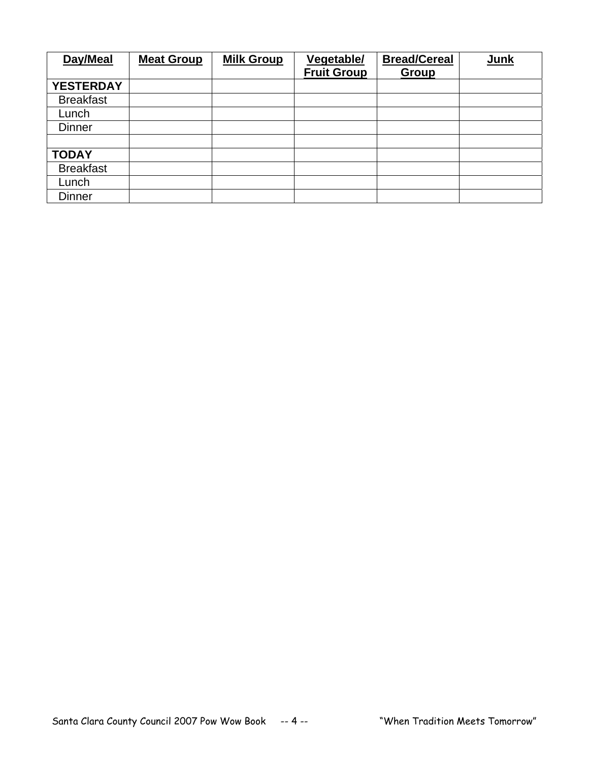| Day/Meal | Meat Group | Milk Group | Vegetable/ Fruit Group | Bread/Cereal Group | Junk |
|---|---|---|---|---|---|
| **YESTERDAY** | | | | | |
| Breakfast | | | | | |
| Lunch | | | | | |
| Dinner | | | | | |
| | | | | | |
| **TODAY** | | | | | |
| Breakfast | | | | | |
| Lunch | | | | | |
| Dinner | | | | | |